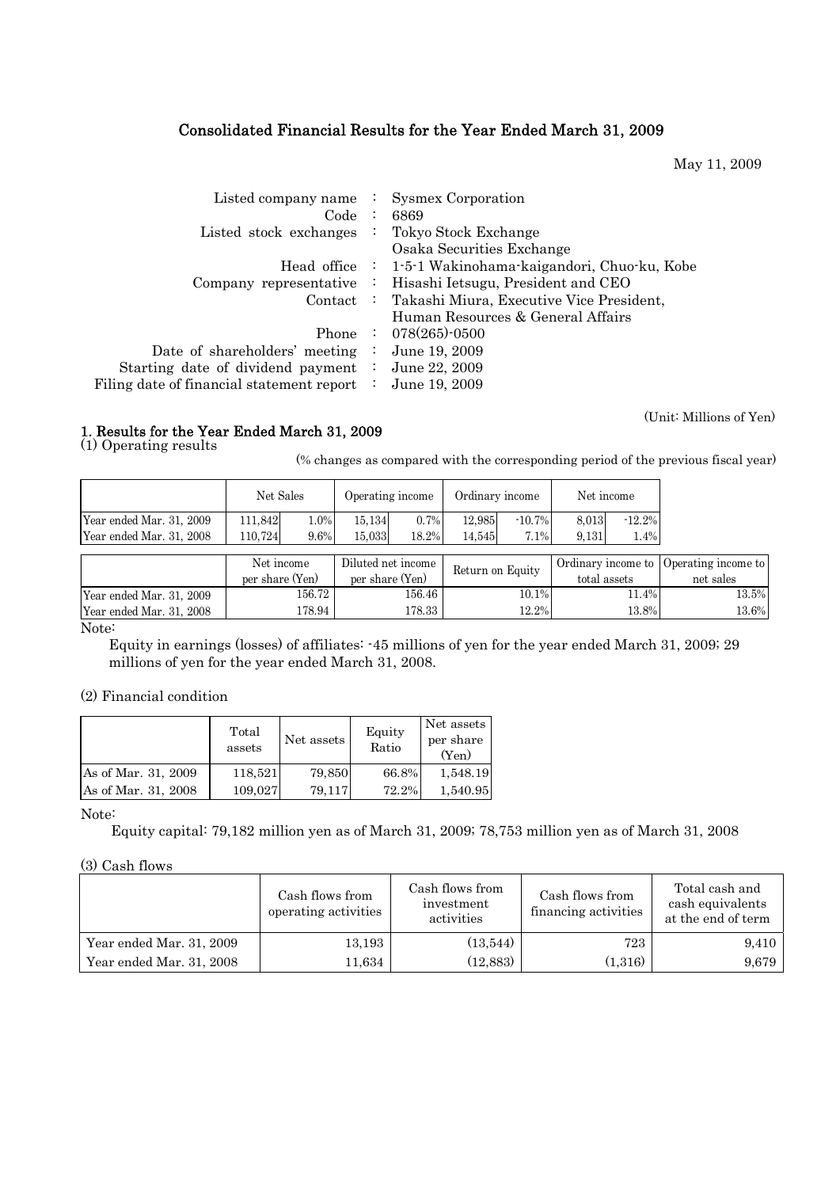# Consolidated Financial Results for the Year Ended March 31, 2009

May 11, 2009

| | | |
|---|---|---|
| Listed company name | : | Sysmex Corporation |
| Code | : | 6869 |
| Listed stock exchanges | : | Tokyo Stock Exchange<br>Osaka Securities Exchange |
| Head office | : | 1-5-1 Wakinohama-kaigandori, Chuo-ku, Kobe |
| Company representative | : | Hisashi Ietsugu, President and CEO |
| Contact | : | Takashi Miura, Executive Vice President,<br>Human Resources & General Affairs |
| Phone | : | 078(265)-0500 |
| Date of shareholders' meeting | : | June 19, 2009 |
| Starting date of dividend payment | : | June 22, 2009 |
| Filing date of financial statement report | : | June 19, 2009 |

(Unit: Millions of Yen)

## 1. Results for the Year Ended March 31, 2009

(1) Operating results

(% changes as compared with the corresponding period of the previous fiscal year)

| | Net Sales | | Operating income | | Ordinary income | | Net income | |
|---|---|---|---|---|---|---|---|---|
| Year ended Mar. 31, 2009 | 111,842 | 1.0% | 15,134 | 0.7% | 12,985 | -10.7% | 8,013 | -12.2% |
| Year ended Mar. 31, 2008 | 110,724 | 9.6% | 15,033 | 18.2% | 14,545 | 7.1% | 9,131 | 1.4% |

| | Net income per share (Yen) | Diluted net income per share (Yen) | Return on Equity | Ordinary income to total assets | Operating income to net sales |
|---|---|---|---|---|---|
| Year ended Mar. 31, 2009 | 156.72 | 156.46 | 10.1% | 11.4% | 13.5% |
| Year ended Mar. 31, 2008 | 178.94 | 178.33 | 12.2% | 13.8% | 13.6% |

Note:

Equity in earnings (losses) of affiliates: -45 millions of yen for the year ended March 31, 2009; 29 millions of yen for the year ended March 31, 2008.

(2) Financial condition

| | Total assets | Net assets | Equity Ratio | Net assets per share (Yen) |
|---|---|---|---|---|
| As of Mar. 31, 2009 | 118,521 | 79,850 | 66.8% | 1,548.19 |
| As of Mar. 31, 2008 | 109,027 | 79,117 | 72.2% | 1,540.95 |

Note:

Equity capital: 79,182 million yen as of March 31, 2009; 78,753 million yen as of March 31, 2008

(3) Cash flows

| | Cash flows from operating activities | Cash flows from investment activities | Cash flows from financing activities | Total cash and cash equivalents at the end of term |
|---|---|---|---|---|
| Year ended Mar. 31, 2009 | 13,193 | (13,544) | 723 | 9,410 |
| Year ended Mar. 31, 2008 | 11,634 | (12,883) | (1,316) | 9,679 |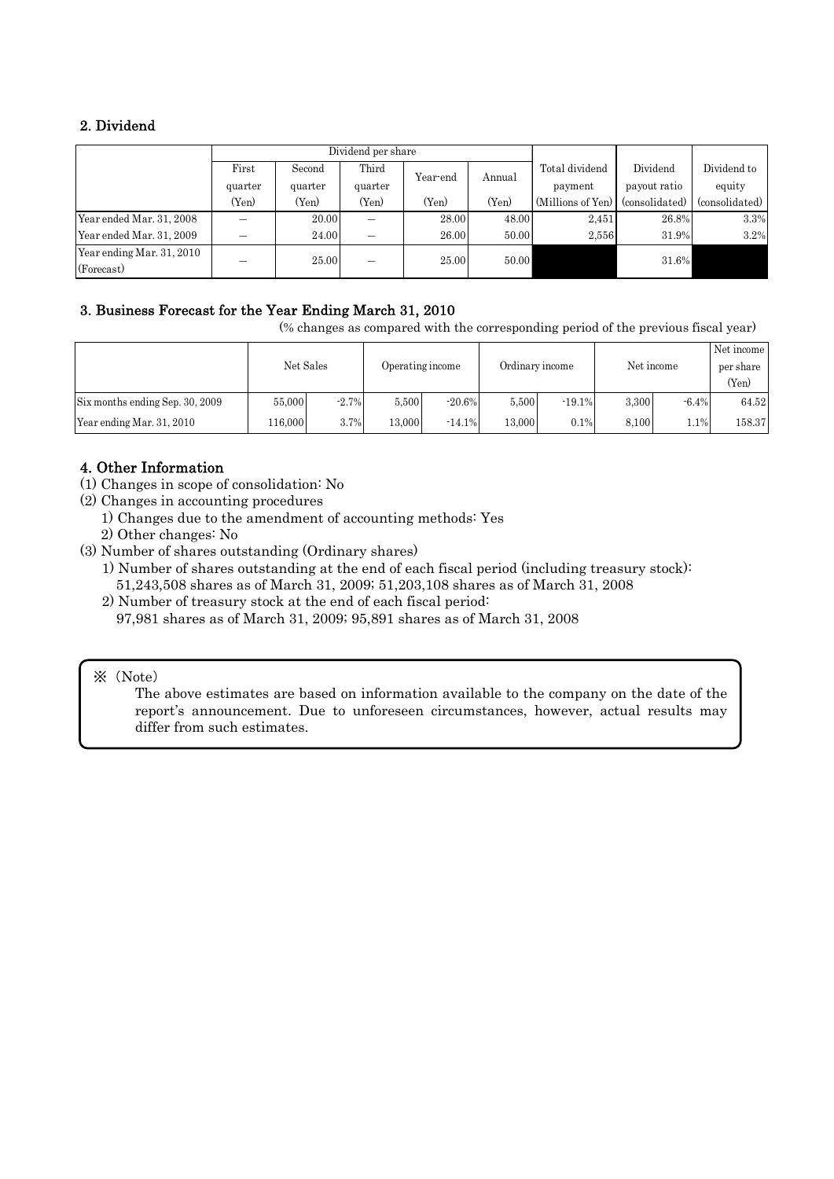## 2. Dividend

| | Dividend per share | | | | | Total dividend payment | Dividend payout ratio | Dividend to equity |
|---|---|---|---|---|---|---|---|---|
| | First quarter (Yen) | Second quarter (Yen) | Third quarter (Yen) | Year-end (Yen) | Annual (Yen) | (Millions of Yen) | (consolidated) | (consolidated) |
| Year ended Mar. 31, 2008 | — | 20.00 | — | 28.00 | 48.00 | 2,451 | 26.8% | 3.3% |
| Year ended Mar. 31, 2009 | — | 24.00 | — | 26.00 | 50.00 | 2,556 | 31.9% | 3.2% |
| Year ending Mar. 31, 2010 (Forecast) | — | 25.00 | — | 25.00 | 50.00 | | 31.6% | |

## 3. Business Forecast for the Year Ending March 31, 2010

(% changes as compared with the corresponding period of the previous fiscal year)

| | Net Sales | | Operating income | | Ordinary income | | Net income | | Net income per share (Yen) |
|---|---|---|---|---|---|---|---|---|---|
| Six months ending Sep. 30, 2009 | 55,000 | -2.7% | 5,500 | -20.6% | 5,500 | -19.1% | 3,300 | -6.4% | 64.52 |
| Year ending Mar. 31, 2010 | 116,000 | 3.7% | 13,000 | -14.1% | 13,000 | 0.1% | 8,100 | 1.1% | 158.37 |

## 4. Other Information

(1) Changes in scope of consolidation: No

(2) Changes in accounting procedures

1) Changes due to the amendment of accounting methods: Yes

2) Other changes: No

(3) Number of shares outstanding (Ordinary shares)

1) Number of shares outstanding at the end of each fiscal period (including treasury stock): 51,243,508 shares as of March 31, 2009; 51,203,108 shares as of March 31, 2008

2) Number of treasury stock at the end of each fiscal period: 97,981 shares as of March 31, 2009; 95,891 shares as of March 31, 2008

※ (Note)

The above estimates are based on information available to the company on the date of the report's announcement. Due to unforeseen circumstances, however, actual results may differ from such estimates.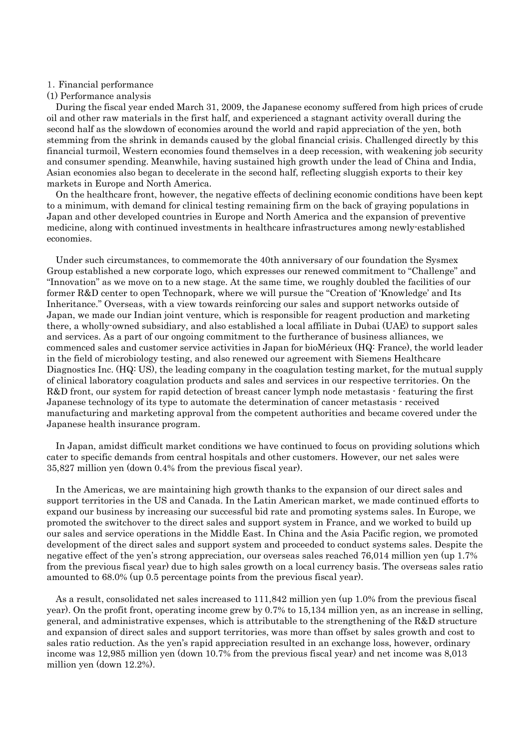1. Financial performance

(1) Performance analysis

During the fiscal year ended March 31, 2009, the Japanese economy suffered from high prices of crude oil and other raw materials in the first half, and experienced a stagnant activity overall during the second half as the slowdown of economies around the world and rapid appreciation of the yen, both stemming from the shrink in demands caused by the global financial crisis. Challenged directly by this financial turmoil, Western economies found themselves in a deep recession, with weakening job security and consumer spending. Meanwhile, having sustained high growth under the lead of China and India, Asian economies also began to decelerate in the second half, reflecting sluggish exports to their key markets in Europe and North America.

On the healthcare front, however, the negative effects of declining economic conditions have been kept to a minimum, with demand for clinical testing remaining firm on the back of graying populations in Japan and other developed countries in Europe and North America and the expansion of preventive medicine, along with continued investments in healthcare infrastructures among newly-established economies.

Under such circumstances, to commemorate the 40th anniversary of our foundation the Sysmex Group established a new corporate logo, which expresses our renewed commitment to "Challenge" and "Innovation" as we move on to a new stage. At the same time, we roughly doubled the facilities of our former R&D center to open Technopark, where we will pursue the "Creation of 'Knowledge' and Its Inheritance." Overseas, with a view towards reinforcing our sales and support networks outside of Japan, we made our Indian joint venture, which is responsible for reagent production and marketing there, a wholly-owned subsidiary, and also established a local affiliate in Dubai (UAE) to support sales and services. As a part of our ongoing commitment to the furtherance of business alliances, we commenced sales and customer service activities in Japan for bioMérieux (HQ: France), the world leader in the field of microbiology testing, and also renewed our agreement with Siemens Healthcare Diagnostics Inc. (HQ: US), the leading company in the coagulation testing market, for the mutual supply of clinical laboratory coagulation products and sales and services in our respective territories. On the R&D front, our system for rapid detection of breast cancer lymph node metastasis - featuring the first Japanese technology of its type to automate the determination of cancer metastasis - received manufacturing and marketing approval from the competent authorities and became covered under the Japanese health insurance program.

In Japan, amidst difficult market conditions we have continued to focus on providing solutions which cater to specific demands from central hospitals and other customers. However, our net sales were 35,827 million yen (down 0.4% from the previous fiscal year).

In the Americas, we are maintaining high growth thanks to the expansion of our direct sales and support territories in the US and Canada. In the Latin American market, we made continued efforts to expand our business by increasing our successful bid rate and promoting systems sales. In Europe, we promoted the switchover to the direct sales and support system in France, and we worked to build up our sales and service operations in the Middle East. In China and the Asia Pacific region, we promoted development of the direct sales and support system and proceeded to conduct systems sales. Despite the negative effect of the yen's strong appreciation, our overseas sales reached 76,014 million yen (up 1.7% from the previous fiscal year) due to high sales growth on a local currency basis. The overseas sales ratio amounted to 68.0% (up 0.5 percentage points from the previous fiscal year).

As a result, consolidated net sales increased to 111,842 million yen (up 1.0% from the previous fiscal year). On the profit front, operating income grew by 0.7% to 15,134 million yen, as an increase in selling, general, and administrative expenses, which is attributable to the strengthening of the R&D structure and expansion of direct sales and support territories, was more than offset by sales growth and cost to sales ratio reduction. As the yen's rapid appreciation resulted in an exchange loss, however, ordinary income was 12,985 million yen (down 10.7% from the previous fiscal year) and net income was 8,013 million yen (down 12.2%).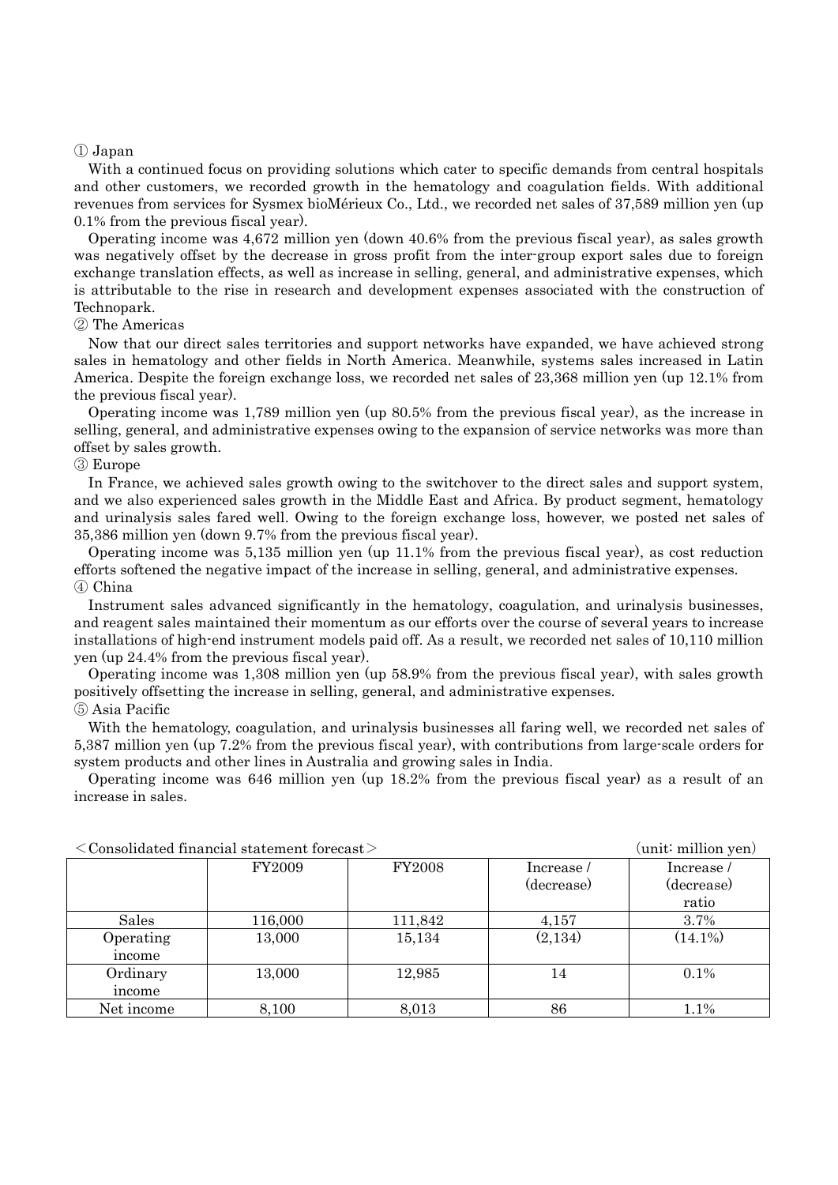① Japan

With a continued focus on providing solutions which cater to specific demands from central hospitals and other customers, we recorded growth in the hematology and coagulation fields. With additional revenues from services for Sysmex bioMérieux Co., Ltd., we recorded net sales of 37,589 million yen (up 0.1% from the previous fiscal year).

Operating income was 4,672 million yen (down 40.6% from the previous fiscal year), as sales growth was negatively offset by the decrease in gross profit from the inter-group export sales due to foreign exchange translation effects, as well as increase in selling, general, and administrative expenses, which is attributable to the rise in research and development expenses associated with the construction of Technopark.

② The Americas

Now that our direct sales territories and support networks have expanded, we have achieved strong sales in hematology and other fields in North America. Meanwhile, systems sales increased in Latin America. Despite the foreign exchange loss, we recorded net sales of 23,368 million yen (up 12.1% from the previous fiscal year).

Operating income was 1,789 million yen (up 80.5% from the previous fiscal year), as the increase in selling, general, and administrative expenses owing to the expansion of service networks was more than offset by sales growth.

③ Europe

In France, we achieved sales growth owing to the switchover to the direct sales and support system, and we also experienced sales growth in the Middle East and Africa. By product segment, hematology and urinalysis sales fared well. Owing to the foreign exchange loss, however, we posted net sales of 35,386 million yen (down 9.7% from the previous fiscal year).

Operating income was 5,135 million yen (up 11.1% from the previous fiscal year), as cost reduction efforts softened the negative impact of the increase in selling, general, and administrative expenses.

④ China

Instrument sales advanced significantly in the hematology, coagulation, and urinalysis businesses, and reagent sales maintained their momentum as our efforts over the course of several years to increase installations of high-end instrument models paid off. As a result, we recorded net sales of 10,110 million yen (up 24.4% from the previous fiscal year).

Operating income was 1,308 million yen (up 58.9% from the previous fiscal year), with sales growth positively offsetting the increase in selling, general, and administrative expenses.

⑤ Asia Pacific

With the hematology, coagulation, and urinalysis businesses all faring well, we recorded net sales of 5,387 million yen (up 7.2% from the previous fiscal year), with contributions from large-scale orders for system products and other lines in Australia and growing sales in India.

Operating income was 646 million yen (up 18.2% from the previous fiscal year) as a result of an increase in sales.

＜Consolidated financial statement forecast＞ (unit: million yen)

| | FY2009 | FY2008 | Increase / (decrease) | Increase / (decrease) ratio |
|---|---|---|---|---|
| Sales | 116,000 | 111,842 | 4,157 | 3.7% |
| Operating income | 13,000 | 15,134 | (2,134) | (14.1%) |
| Ordinary income | 13,000 | 12,985 | 14 | 0.1% |
| Net income | 8,100 | 8,013 | 86 | 1.1% |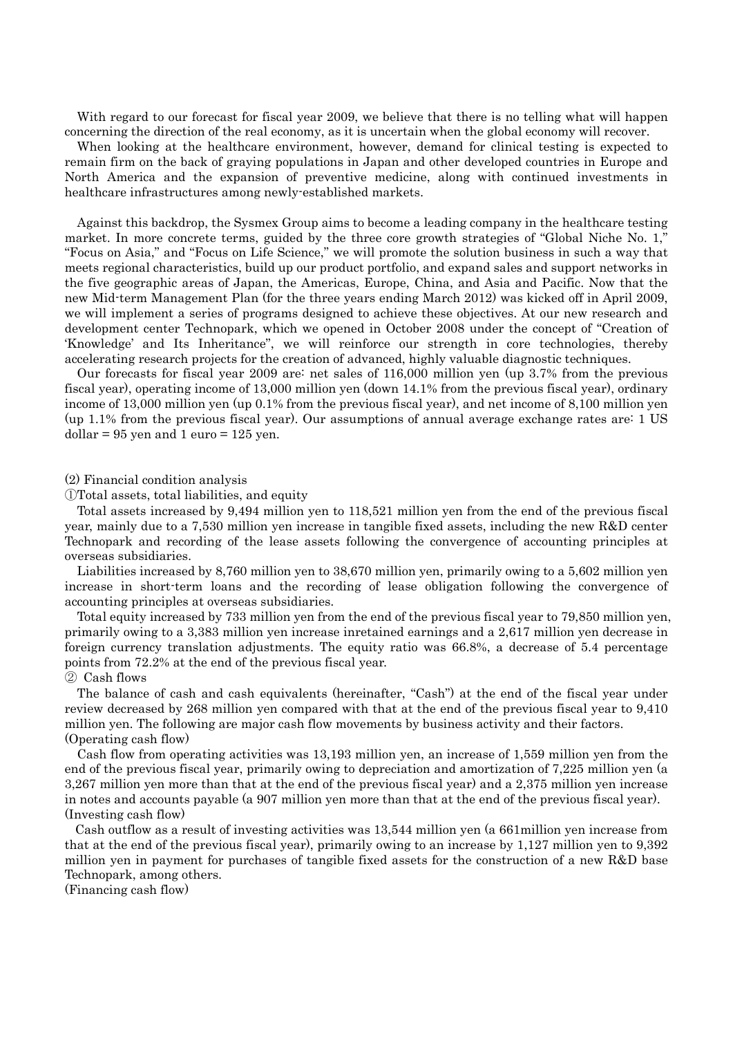With regard to our forecast for fiscal year 2009, we believe that there is no telling what will happen concerning the direction of the real economy, as it is uncertain when the global economy will recover.

When looking at the healthcare environment, however, demand for clinical testing is expected to remain firm on the back of graying populations in Japan and other developed countries in Europe and North America and the expansion of preventive medicine, along with continued investments in healthcare infrastructures among newly-established markets.

Against this backdrop, the Sysmex Group aims to become a leading company in the healthcare testing market. In more concrete terms, guided by the three core growth strategies of "Global Niche No. 1," "Focus on Asia," and "Focus on Life Science," we will promote the solution business in such a way that meets regional characteristics, build up our product portfolio, and expand sales and support networks in the five geographic areas of Japan, the Americas, Europe, China, and Asia and Pacific. Now that the new Mid-term Management Plan (for the three years ending March 2012) was kicked off in April 2009, we will implement a series of programs designed to achieve these objectives. At our new research and development center Technopark, which we opened in October 2008 under the concept of "Creation of 'Knowledge' and Its Inheritance", we will reinforce our strength in core technologies, thereby accelerating research projects for the creation of advanced, highly valuable diagnostic techniques.

Our forecasts for fiscal year 2009 are: net sales of 116,000 million yen (up 3.7% from the previous fiscal year), operating income of 13,000 million yen (down 14.1% from the previous fiscal year), ordinary income of 13,000 million yen (up 0.1% from the previous fiscal year), and net income of 8,100 million yen (up 1.1% from the previous fiscal year). Our assumptions of annual average exchange rates are: 1 US dollar = 95 yen and 1 euro = 125 yen.

(2) Financial condition analysis

①Total assets, total liabilities, and equity

Total assets increased by 9,494 million yen to 118,521 million yen from the end of the previous fiscal year, mainly due to a 7,530 million yen increase in tangible fixed assets, including the new R&D center Technopark and recording of the lease assets following the convergence of accounting principles at overseas subsidiaries.

Liabilities increased by 8,760 million yen to 38,670 million yen, primarily owing to a 5,602 million yen increase in short-term loans and the recording of lease obligation following the convergence of accounting principles at overseas subsidiaries.

Total equity increased by 733 million yen from the end of the previous fiscal year to 79,850 million yen, primarily owing to a 3,383 million yen increase inretained earnings and a 2,617 million yen decrease in foreign currency translation adjustments. The equity ratio was 66.8%, a decrease of 5.4 percentage points from 72.2% at the end of the previous fiscal year.

② Cash flows

The balance of cash and cash equivalents (hereinafter, "Cash") at the end of the fiscal year under review decreased by 268 million yen compared with that at the end of the previous fiscal year to 9,410 million yen. The following are major cash flow movements by business activity and their factors.

(Operating cash flow)

Cash flow from operating activities was 13,193 million yen, an increase of 1,559 million yen from the end of the previous fiscal year, primarily owing to depreciation and amortization of 7,225 million yen (a 3,267 million yen more than that at the end of the previous fiscal year) and a 2,375 million yen increase in notes and accounts payable (a 907 million yen more than that at the end of the previous fiscal year).

(Investing cash flow)

Cash outflow as a result of investing activities was 13,544 million yen (a 661million yen increase from that at the end of the previous fiscal year), primarily owing to an increase by 1,127 million yen to 9,392 million yen in payment for purchases of tangible fixed assets for the construction of a new R&D base Technopark, among others.

(Financing cash flow)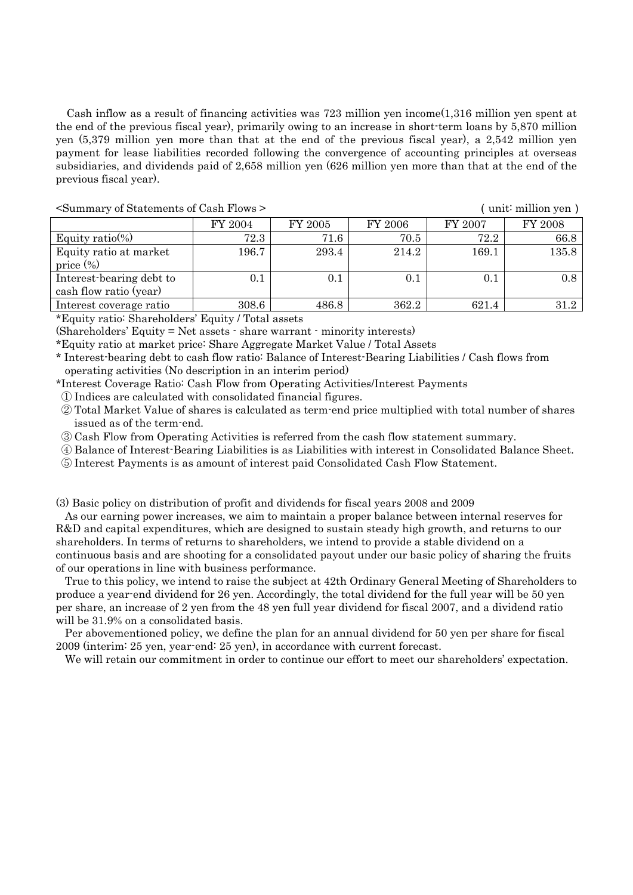Cash inflow as a result of financing activities was 723 million yen income(1,316 million yen spent at the end of the previous fiscal year), primarily owing to an increase in short-term loans by 5,870 million yen (5,379 million yen more than that at the end of the previous fiscal year), a 2,542 million yen payment for lease liabilities recorded following the convergence of accounting principles at overseas subsidiaries, and dividends paid of 2,658 million yen (626 million yen more than that at the end of the previous fiscal year).

<Summary of Statements of Cash Flows > ( unit: million yen )

| | FY 2004 | FY 2005 | FY 2006 | FY 2007 | FY 2008 |
|---|---|---|---|---|---|
| Equity ratio(%) | 72.3 | 71.6 | 70.5 | 72.2 | 66.8 |
| Equity ratio at market price (%) | 196.7 | 293.4 | 214.2 | 169.1 | 135.8 |
| Interest-bearing debt to cash flow ratio (year) | 0.1 | 0.1 | 0.1 | 0.1 | 0.8 |
| Interest coverage ratio | 308.6 | 486.8 | 362.2 | 621.4 | 31.2 |

*Equity ratio: Shareholders' Equity / Total assets

(Shareholders' Equity = Net assets - share warrant - minority interests)

*Equity ratio at market price: Share Aggregate Market Value / Total Assets

* Interest-bearing debt to cash flow ratio: Balance of Interest-Bearing Liabilities / Cash flows from operating activities (No description in an interim period)

*Interest Coverage Ratio: Cash Flow from Operating Activities/Interest Payments

① Indices are calculated with consolidated financial figures.

② Total Market Value of shares is calculated as term-end price multiplied with total number of shares issued as of the term-end.

③ Cash Flow from Operating Activities is referred from the cash flow statement summary.

④ Balance of Interest-Bearing Liabilities is as Liabilities with interest in Consolidated Balance Sheet.

⑤ Interest Payments is as amount of interest paid Consolidated Cash Flow Statement.

(3) Basic policy on distribution of profit and dividends for fiscal years 2008 and 2009

As our earning power increases, we aim to maintain a proper balance between internal reserves for R&D and capital expenditures, which are designed to sustain steady high growth, and returns to our shareholders. In terms of returns to shareholders, we intend to provide a stable dividend on a continuous basis and are shooting for a consolidated payout under our basic policy of sharing the fruits of our operations in line with business performance.

True to this policy, we intend to raise the subject at 42th Ordinary General Meeting of Shareholders to produce a year-end dividend for 26 yen. Accordingly, the total dividend for the full year will be 50 yen per share, an increase of 2 yen from the 48 yen full year dividend for fiscal 2007, and a dividend ratio will be 31.9% on a consolidated basis.

Per abovementioned policy, we define the plan for an annual dividend for 50 yen per share for fiscal 2009 (interim: 25 yen, year-end: 25 yen), in accordance with current forecast.

We will retain our commitment in order to continue our effort to meet our shareholders' expectation.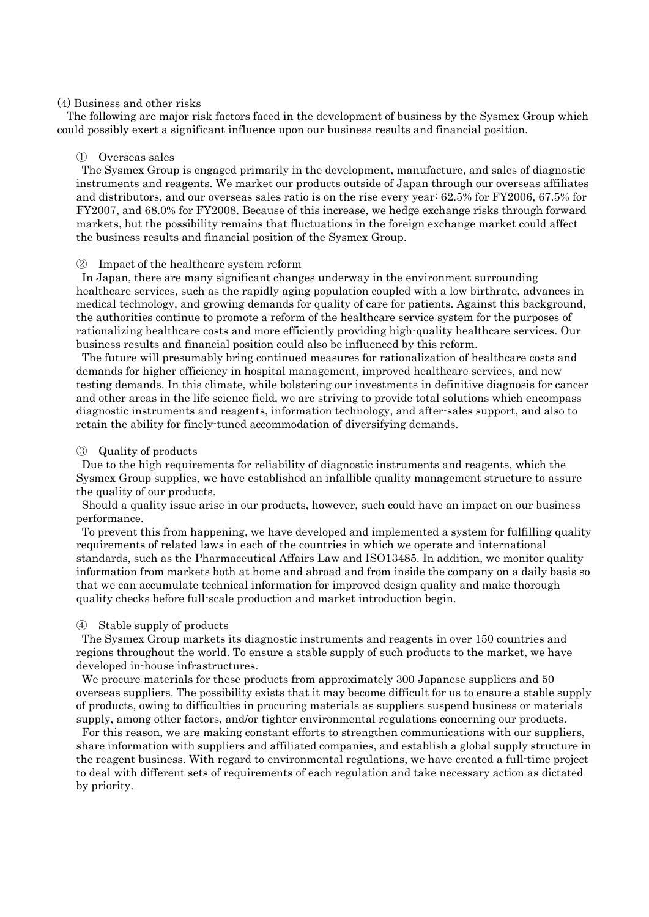(4) Business and other risks

The following are major risk factors faced in the development of business by the Sysmex Group which could possibly exert a significant influence upon our business results and financial position.

① Overseas sales

The Sysmex Group is engaged primarily in the development, manufacture, and sales of diagnostic instruments and reagents. We market our products outside of Japan through our overseas affiliates and distributors, and our overseas sales ratio is on the rise every year: 62.5% for FY2006, 67.5% for FY2007, and 68.0% for FY2008. Because of this increase, we hedge exchange risks through forward markets, but the possibility remains that fluctuations in the foreign exchange market could affect the business results and financial position of the Sysmex Group.

② Impact of the healthcare system reform

In Japan, there are many significant changes underway in the environment surrounding healthcare services, such as the rapidly aging population coupled with a low birthrate, advances in medical technology, and growing demands for quality of care for patients. Against this background, the authorities continue to promote a reform of the healthcare service system for the purposes of rationalizing healthcare costs and more efficiently providing high-quality healthcare services. Our business results and financial position could also be influenced by this reform.

The future will presumably bring continued measures for rationalization of healthcare costs and demands for higher efficiency in hospital management, improved healthcare services, and new testing demands. In this climate, while bolstering our investments in definitive diagnosis for cancer and other areas in the life science field, we are striving to provide total solutions which encompass diagnostic instruments and reagents, information technology, and after-sales support, and also to retain the ability for finely-tuned accommodation of diversifying demands.

③ Quality of products

Due to the high requirements for reliability of diagnostic instruments and reagents, which the Sysmex Group supplies, we have established an infallible quality management structure to assure the quality of our products.

Should a quality issue arise in our products, however, such could have an impact on our business performance.

To prevent this from happening, we have developed and implemented a system for fulfilling quality requirements of related laws in each of the countries in which we operate and international standards, such as the Pharmaceutical Affairs Law and ISO13485. In addition, we monitor quality information from markets both at home and abroad and from inside the company on a daily basis so that we can accumulate technical information for improved design quality and make thorough quality checks before full-scale production and market introduction begin.

④ Stable supply of products

The Sysmex Group markets its diagnostic instruments and reagents in over 150 countries and regions throughout the world. To ensure a stable supply of such products to the market, we have developed in-house infrastructures.

We procure materials for these products from approximately 300 Japanese suppliers and 50 overseas suppliers. The possibility exists that it may become difficult for us to ensure a stable supply of products, owing to difficulties in procuring materials as suppliers suspend business or materials supply, among other factors, and/or tighter environmental regulations concerning our products.

For this reason, we are making constant efforts to strengthen communications with our suppliers, share information with suppliers and affiliated companies, and establish a global supply structure in the reagent business. With regard to environmental regulations, we have created a full-time project to deal with different sets of requirements of each regulation and take necessary action as dictated by priority.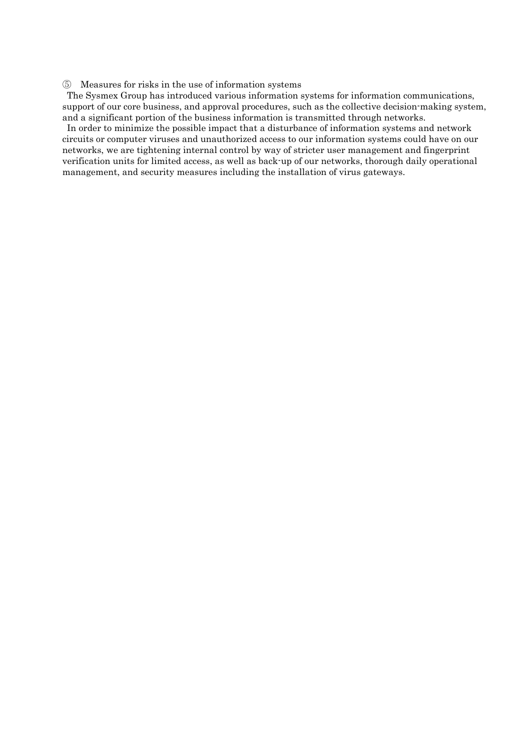⑤ Measures for risks in the use of information systems

The Sysmex Group has introduced various information systems for information communications, support of our core business, and approval procedures, such as the collective decision-making system, and a significant portion of the business information is transmitted through networks.

In order to minimize the possible impact that a disturbance of information systems and network circuits or computer viruses and unauthorized access to our information systems could have on our networks, we are tightening internal control by way of stricter user management and fingerprint verification units for limited access, as well as back-up of our networks, thorough daily operational management, and security measures including the installation of virus gateways.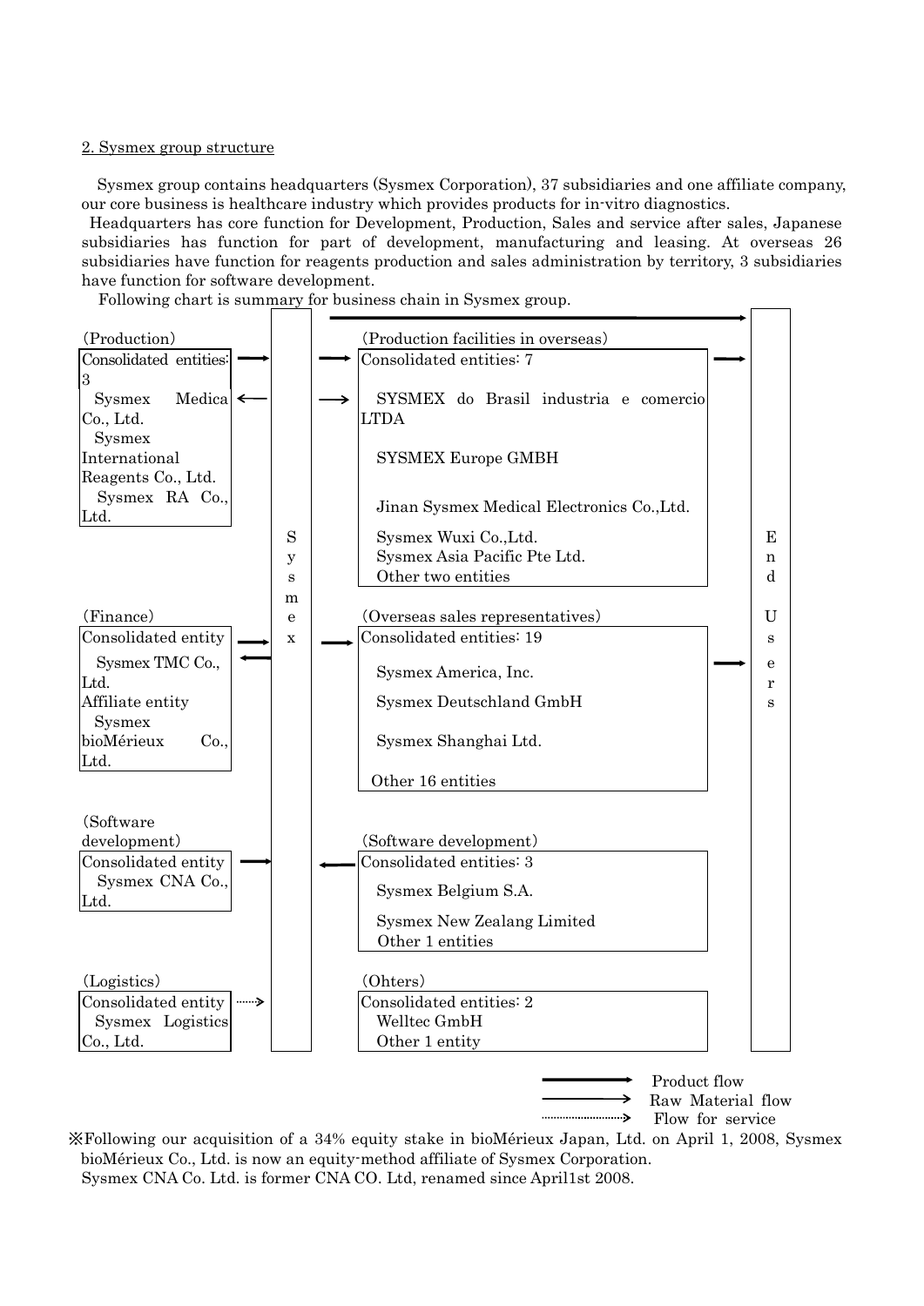## 2. Sysmex group structure

Sysmex group contains headquarters (Sysmex Corporation), 37 subsidiaries and one affiliate company, our core business is healthcare industry which provides products for in-vitro diagnostics.

Headquarters has core function for Development, Production, Sales and service after sales, Japanese subsidiaries has function for part of development, manufacturing and leasing. At overseas 26 subsidiaries have function for reagents production and sales administration by territory, 3 subsidiaries have function for software development.

Following chart is summary for business chain in Sysmex group.

**(Production)**
Consolidated entities: 3
- Sysmex Medica Co., Ltd.
- Sysmex International Reagents Co., Ltd.
- Sysmex RA Co., Ltd.

**(Finance)**
Consolidated entity
- Sysmex TMC Co., Ltd.

Affiliate entity
- Sysmex bioMérieux Co., Ltd.

**(Software development)**
Consolidated entity
- Sysmex CNA Co., Ltd.

**(Logistics)**
Consolidated entity
- Sysmex Logistics Co., Ltd.

**Sysmex**

**(Production facilities in overseas)**
Consolidated entities: 7
- SYSMEX do Brasil industria e comercio LTDA
- SYSMEX Europe GMBH
- Jinan Sysmex Medical Electronics Co.,Ltd.
- Sysmex Wuxi Co.,Ltd.
- Sysmex Asia Pacific Pte Ltd.
- Other two entities

**(Overseas sales representatives)**
Consolidated entities: 19
- Sysmex America, Inc.
- Sysmex Deutschland GmbH
- Sysmex Shanghai Ltd.
- Other 16 entities

**(Software development)**
Consolidated entities: 3
- Sysmex Belgium S.A.
- Sysmex New Zealang Limited
- Other 1 entities

**(Ohters)**
Consolidated entities: 2
- Welltec GmbH
- Other 1 entity

**End Users**

Legend: Product flow / Raw Material flow / Flow for service

※Following our acquisition of a 34% equity stake in bioMérieux Japan, Ltd. on April 1, 2008, Sysmex bioMérieux Co., Ltd. is now an equity-method affiliate of Sysmex Corporation.
Sysmex CNA Co. Ltd. is former CNA CO. Ltd, renamed since April1st 2008.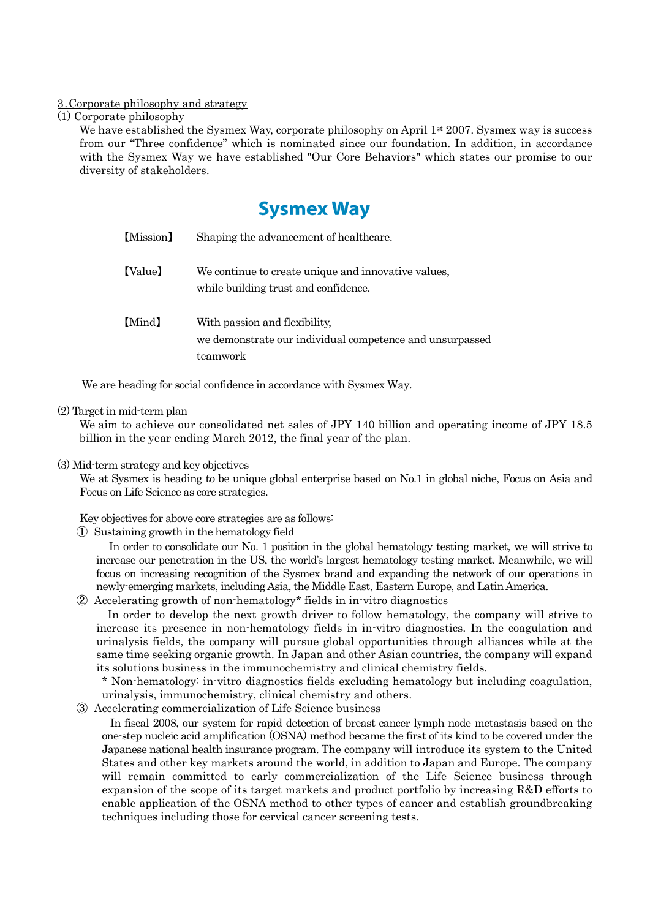## 3. Corporate philosophy and strategy

### (1) Corporate philosophy

We have established the Sysmex Way, corporate philosophy on April 1st 2007. Sysmex way is success from our "Three confidence" which is nominated since our foundation. In addition, in accordance with the Sysmex Way we have established "Our Core Behaviors" which states our promise to our diversity of stakeholders.

**Sysmex Way**

| | |
|---|---|
| 【Mission】 | Shaping the advancement of healthcare. |
| 【Value】 | We continue to create unique and innovative values, while building trust and confidence. |
| 【Mind】 | With passion and flexibility, we demonstrate our individual competence and unsurpassed teamwork |

We are heading for social confidence in accordance with Sysmex Way.

### (2) Target in mid-term plan

We aim to achieve our consolidated net sales of JPY 140 billion and operating income of JPY 18.5 billion in the year ending March 2012, the final year of the plan.

### (3) Mid-term strategy and key objectives

We at Sysmex is heading to be unique global enterprise based on No.1 in global niche, Focus on Asia and Focus on Life Science as core strategies.

Key objectives for above core strategies are as follows:

① Sustaining growth in the hematology field

In order to consolidate our No. 1 position in the global hematology testing market, we will strive to increase our penetration in the US, the world's largest hematology testing market. Meanwhile, we will focus on increasing recognition of the Sysmex brand and expanding the network of our operations in newly-emerging markets, including Asia, the Middle East, Eastern Europe, and Latin America.

② Accelerating growth of non-hematology* fields in in-vitro diagnostics

In order to develop the next growth driver to follow hematology, the company will strive to increase its presence in non-hematology fields in in-vitro diagnostics. In the coagulation and urinalysis fields, the company will pursue global opportunities through alliances while at the same time seeking organic growth. In Japan and other Asian countries, the company will expand its solutions business in the immunochemistry and clinical chemistry fields.

\* Non-hematology: in-vitro diagnostics fields excluding hematology but including coagulation, urinalysis, immunochemistry, clinical chemistry and others.

③ Accelerating commercialization of Life Science business

In fiscal 2008, our system for rapid detection of breast cancer lymph node metastasis based on the one-step nucleic acid amplification (OSNA) method became the first of its kind to be covered under the Japanese national health insurance program. The company will introduce its system to the United States and other key markets around the world, in addition to Japan and Europe. The company will remain committed to early commercialization of the Life Science business through expansion of the scope of its target markets and product portfolio by increasing R&D efforts to enable application of the OSNA method to other types of cancer and establish groundbreaking techniques including those for cervical cancer screening tests.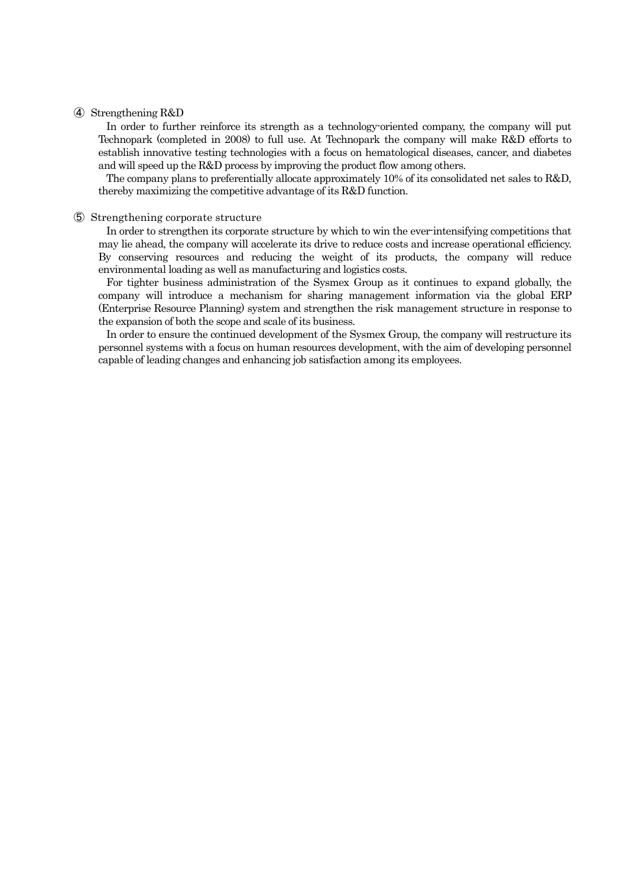④ Strengthening R&D

In order to further reinforce its strength as a technology-oriented company, the company will put Technopark (completed in 2008) to full use. At Technopark the company will make R&D efforts to establish innovative testing technologies with a focus on hematological diseases, cancer, and diabetes and will speed up the R&D process by improving the product flow among others.

The company plans to preferentially allocate approximately 10% of its consolidated net sales to R&D, thereby maximizing the competitive advantage of its R&D function.

⑤ Strengthening corporate structure

In order to strengthen its corporate structure by which to win the ever-intensifying competitions that may lie ahead, the company will accelerate its drive to reduce costs and increase operational efficiency. By conserving resources and reducing the weight of its products, the company will reduce environmental loading as well as manufacturing and logistics costs.

For tighter business administration of the Sysmex Group as it continues to expand globally, the company will introduce a mechanism for sharing management information via the global ERP (Enterprise Resource Planning) system and strengthen the risk management structure in response to the expansion of both the scope and scale of its business.

In order to ensure the continued development of the Sysmex Group, the company will restructure its personnel systems with a focus on human resources development, with the aim of developing personnel capable of leading changes and enhancing job satisfaction among its employees.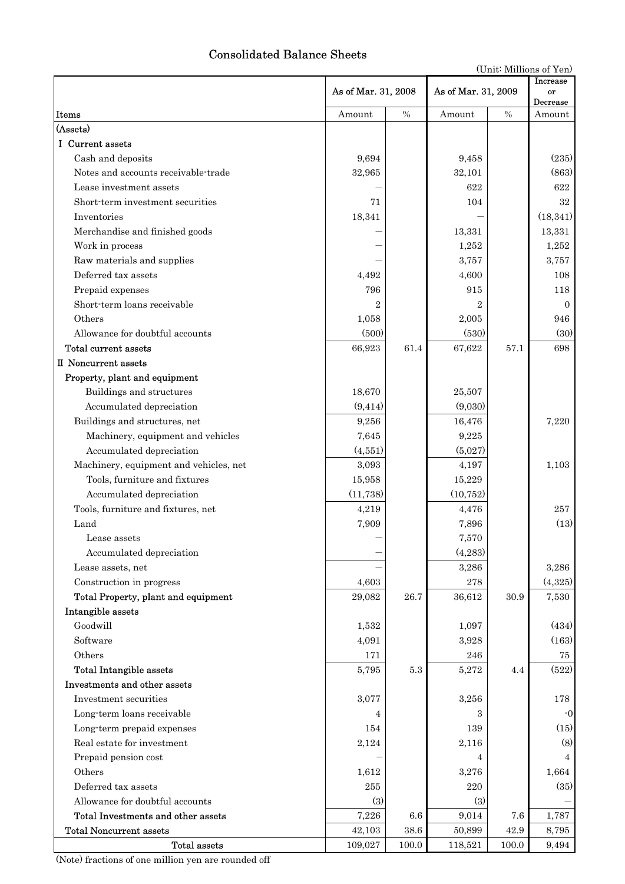# Consolidated Balance Sheets

(Unit: Millions of Yen)

| Items | As of Mar. 31, 2008 | | As of Mar. 31, 2009 | | Increase or Decrease |
|---|---|---|---|---|---|
| | Amount | % | Amount | % | Amount |
| (Assets) | | | | | |
| I Current assets | | | | | |
| Cash and deposits | 9,694 | | 9,458 | | (235) |
| Notes and accounts receivable-trade | 32,965 | | 32,101 | | (863) |
| Lease investment assets | – | | 622 | | 622 |
| Short-term investment securities | 71 | | 104 | | 32 |
| Inventories | 18,341 | | – | | (18,341) |
| Merchandise and finished goods | – | | 13,331 | | 13,331 |
| Work in process | – | | 1,252 | | 1,252 |
| Raw materials and supplies | – | | 3,757 | | 3,757 |
| Deferred tax assets | 4,492 | | 4,600 | | 108 |
| Prepaid expenses | 796 | | 915 | | 118 |
| Short-term loans receivable | 2 | | 2 | | 0 |
| Others | 1,058 | | 2,005 | | 946 |
| Allowance for doubtful accounts | (500) | | (530) | | (30) |
| Total current assets | 66,923 | 61.4 | 67,622 | 57.1 | 698 |
| II Noncurrent assets | | | | | |
| Property, plant and equipment | | | | | |
| Buildings and structures | 18,670 | | 25,507 | | |
| Accumulated depreciation | (9,414) | | (9,030) | | |
| Buildings and structures, net | 9,256 | | 16,476 | | 7,220 |
| Machinery, equipment and vehicles | 7,645 | | 9,225 | | |
| Accumulated depreciation | (4,551) | | (5,027) | | |
| Machinery, equipment and vehicles, net | 3,093 | | 4,197 | | 1,103 |
| Tools, furniture and fixtures | 15,958 | | 15,229 | | |
| Accumulated depreciation | (11,738) | | (10,752) | | |
| Tools, furniture and fixtures, net | 4,219 | | 4,476 | | 257 |
| Land | 7,909 | | 7,896 | | (13) |
| Lease assets | – | | 7,570 | | |
| Accumulated depreciation | – | | (4,283) | | |
| Lease assets, net | – | | 3,286 | | 3,286 |
| Construction in progress | 4,603 | | 278 | | (4,325) |
| Total Property, plant and equipment | 29,082 | 26.7 | 36,612 | 30.9 | 7,530 |
| Intangible assets | | | | | |
| Goodwill | 1,532 | | 1,097 | | (434) |
| Software | 4,091 | | 3,928 | | (163) |
| Others | 171 | | 246 | | 75 |
| Total Intangible assets | 5,795 | 5.3 | 5,272 | 4.4 | (522) |
| Investments and other assets | | | | | |
| Investment securities | 3,077 | | 3,256 | | 178 |
| Long-term loans receivable | 4 | | 3 | | -0 |
| Long-term prepaid expenses | 154 | | 139 | | (15) |
| Real estate for investment | 2,124 | | 2,116 | | (8) |
| Prepaid pension cost | – | | 4 | | 4 |
| Others | 1,612 | | 3,276 | | 1,664 |
| Deferred tax assets | 255 | | 220 | | (35) |
| Allowance for doubtful accounts | (3) | | (3) | | – |
| Total Investments and other assets | 7,226 | 6.6 | 9,014 | 7.6 | 1,787 |
| Total Noncurrent assets | 42,103 | 38.6 | 50,899 | 42.9 | 8,795 |
| Total assets | 109,027 | 100.0 | 118,521 | 100.0 | 9,494 |

(Note) fractions of one million yen are rounded off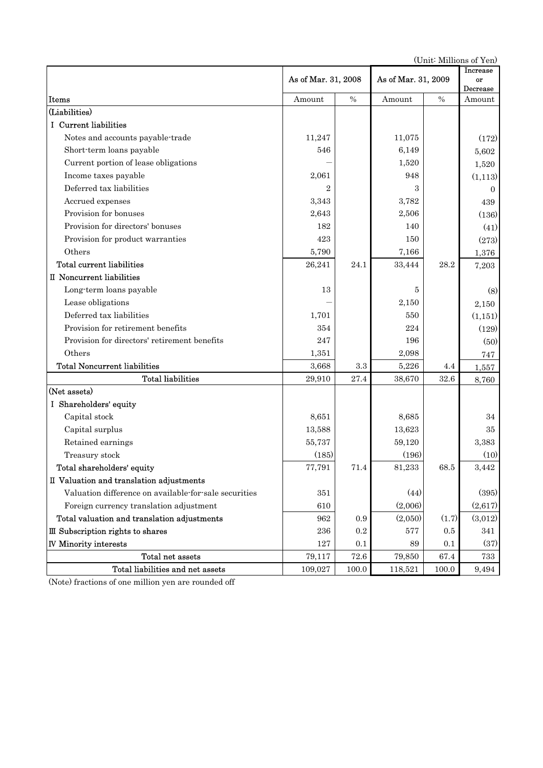(Unit: Millions of Yen)

| Items | As of Mar. 31, 2008 | | As of Mar. 31, 2009 | | Increase or Decrease |
|---|---|---|---|---|---|
| | Amount | % | Amount | % | Amount |
| (Liabilities) | | | | | |
| I Current liabilities | | | | | |
| Notes and accounts payable-trade | 11,247 | | 11,075 | | (172) |
| Short-term loans payable | 546 | | 6,149 | | 5,602 |
| Current portion of lease obligations | — | | 1,520 | | 1,520 |
| Income taxes payable | 2,061 | | 948 | | (1,113) |
| Deferred tax liabilities | 2 | | 3 | | 0 |
| Accrued expenses | 3,343 | | 3,782 | | 439 |
| Provision for bonuses | 2,643 | | 2,506 | | (136) |
| Provision for directors' bonuses | 182 | | 140 | | (41) |
| Provision for product warranties | 423 | | 150 | | (273) |
| Others | 5,790 | | 7,166 | | 1,376 |
| Total current liabilities | 26,241 | 24.1 | 33,444 | 28.2 | 7,203 |
| II Noncurrent liabilities | | | | | |
| Long-term loans payable | 13 | | 5 | | (8) |
| Lease obligations | — | | 2,150 | | 2,150 |
| Deferred tax liabilities | 1,701 | | 550 | | (1,151) |
| Provision for retirement benefits | 354 | | 224 | | (129) |
| Provision for directors' retirement benefits | 247 | | 196 | | (50) |
| Others | 1,351 | | 2,098 | | 747 |
| Total Noncurrent liabilities | 3,668 | 3.3 | 5,226 | 4.4 | 1,557 |
| Total liabilities | 29,910 | 27.4 | 38,670 | 32.6 | 8,760 |
| (Net assets) | | | | | |
| I Shareholders' equity | | | | | |
| Capital stock | 8,651 | | 8,685 | | 34 |
| Capital surplus | 13,588 | | 13,623 | | 35 |
| Retained earnings | 55,737 | | 59,120 | | 3,383 |
| Treasury stock | (185) | | (196) | | (10) |
| Total shareholders' equity | 77,791 | 71.4 | 81,233 | 68.5 | 3,442 |
| II Valuation and translation adjustments | | | | | |
| Valuation difference on available-for-sale securities | 351 | | (44) | | (395) |
| Foreign currency translation adjustment | 610 | | (2,006) | | (2,617) |
| Total valuation and translation adjustments | 962 | 0.9 | (2,050) | (1.7) | (3,012) |
| III Subscription rights to shares | 236 | 0.2 | 577 | 0.5 | 341 |
| IV Minority interests | 127 | 0.1 | 89 | 0.1 | (37) |
| Total net assets | 79,117 | 72.6 | 79,850 | 67.4 | 733 |
| Total liabilities and net assets | 109,027 | 100.0 | 118,521 | 100.0 | 9,494 |

(Note) fractions of one million yen are rounded off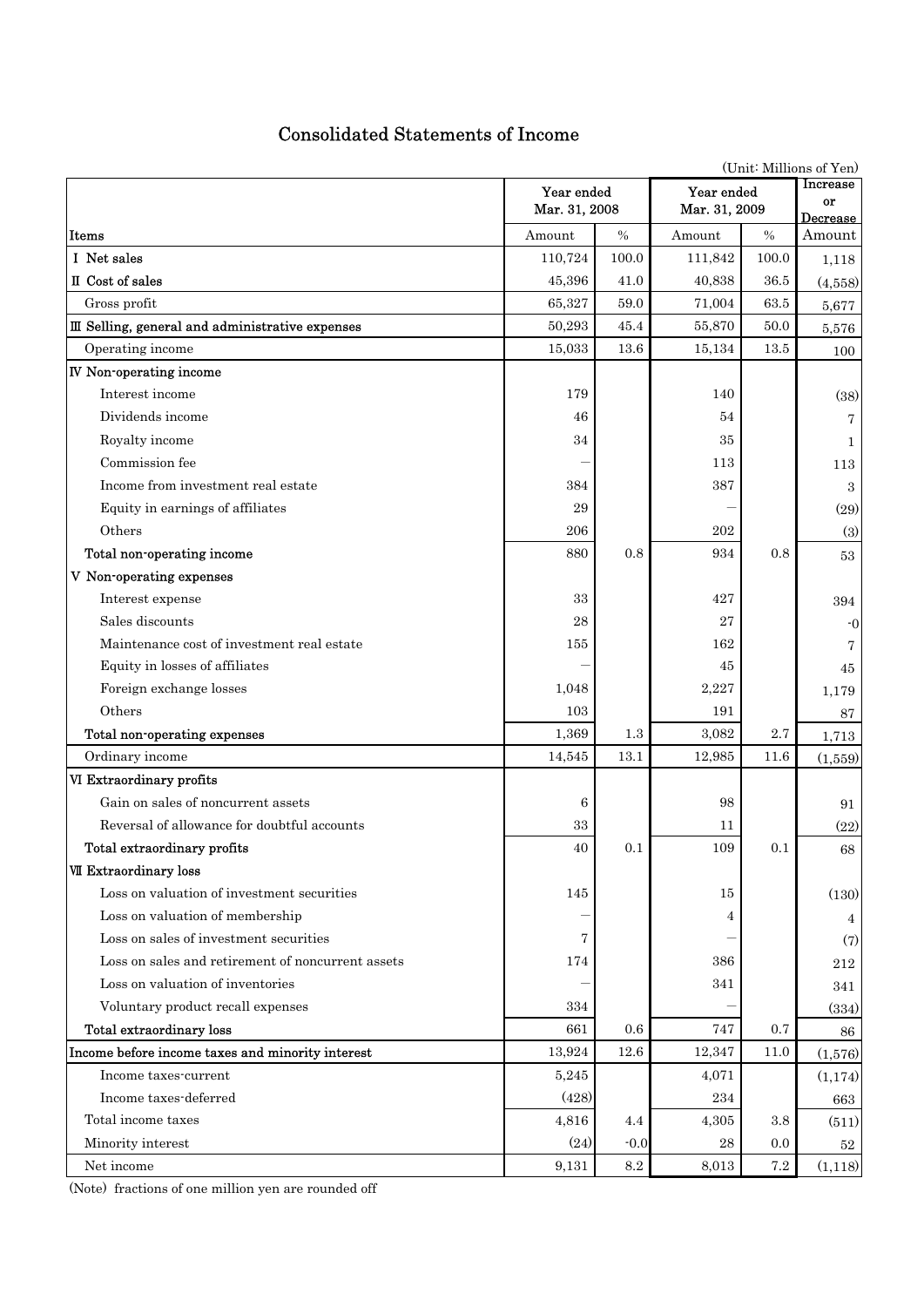# Consolidated Statements of Income

(Unit: Millions of Yen)

| | Year ended Mar. 31, 2008 | | Year ended Mar. 31, 2009 | | Increase or Decrease |
|---|---|---|---|---|---|
| Items | Amount | % | Amount | % | Amount |
| Ⅰ Net sales | 110,724 | 100.0 | 111,842 | 100.0 | 1,118 |
| Ⅱ Cost of sales | 45,396 | 41.0 | 40,838 | 36.5 | (4,558) |
| Gross profit | 65,327 | 59.0 | 71,004 | 63.5 | 5,677 |
| Ⅲ Selling, general and administrative expenses | 50,293 | 45.4 | 55,870 | 50.0 | 5,576 |
| Operating income | 15,033 | 13.6 | 15,134 | 13.5 | 100 |
| Ⅳ Non-operating income | | | | | |
| Interest income | 179 | | 140 | | (38) |
| Dividends income | 46 | | 54 | | 7 |
| Royalty income | 34 | | 35 | | 1 |
| Commission fee | ― | | 113 | | 113 |
| Income from investment real estate | 384 | | 387 | | 3 |
| Equity in earnings of affiliates | 29 | | ― | | (29) |
| Others | 206 | | 202 | | (3) |
| Total non-operating income | 880 | 0.8 | 934 | 0.8 | 53 |
| Ⅴ Non-operating expenses | | | | | |
| Interest expense | 33 | | 427 | | 394 |
| Sales discounts | 28 | | 27 | | -0 |
| Maintenance cost of investment real estate | 155 | | 162 | | 7 |
| Equity in losses of affiliates | ― | | 45 | | 45 |
| Foreign exchange losses | 1,048 | | 2,227 | | 1,179 |
| Others | 103 | | 191 | | 87 |
| Total non-operating expenses | 1,369 | 1.3 | 3,082 | 2.7 | 1,713 |
| Ordinary income | 14,545 | 13.1 | 12,985 | 11.6 | (1,559) |
| Ⅵ Extraordinary profits | | | | | |
| Gain on sales of noncurrent assets | 6 | | 98 | | 91 |
| Reversal of allowance for doubtful accounts | 33 | | 11 | | (22) |
| Total extraordinary profits | 40 | 0.1 | 109 | 0.1 | 68 |
| Ⅶ Extraordinary loss | | | | | |
| Loss on valuation of investment securities | 145 | | 15 | | (130) |
| Loss on valuation of membership | ― | | 4 | | 4 |
| Loss on sales of investment securities | 7 | | ― | | (7) |
| Loss on sales and retirement of noncurrent assets | 174 | | 386 | | 212 |
| Loss on valuation of inventories | ― | | 341 | | 341 |
| Voluntary product recall expenses | 334 | | ― | | (334) |
| Total extraordinary loss | 661 | 0.6 | 747 | 0.7 | 86 |
| Income before income taxes and minority interest | 13,924 | 12.6 | 12,347 | 11.0 | (1,576) |
| Income taxes-current | 5,245 | | 4,071 | | (1,174) |
| Income taxes-deferred | (428) | | 234 | | 663 |
| Total income taxes | 4,816 | 4.4 | 4,305 | 3.8 | (511) |
| Minority interest | (24) | -0.0 | 28 | 0.0 | 52 |
| Net income | 9,131 | 8.2 | 8,013 | 7.2 | (1,118) |

(Note) fractions of one million yen are rounded off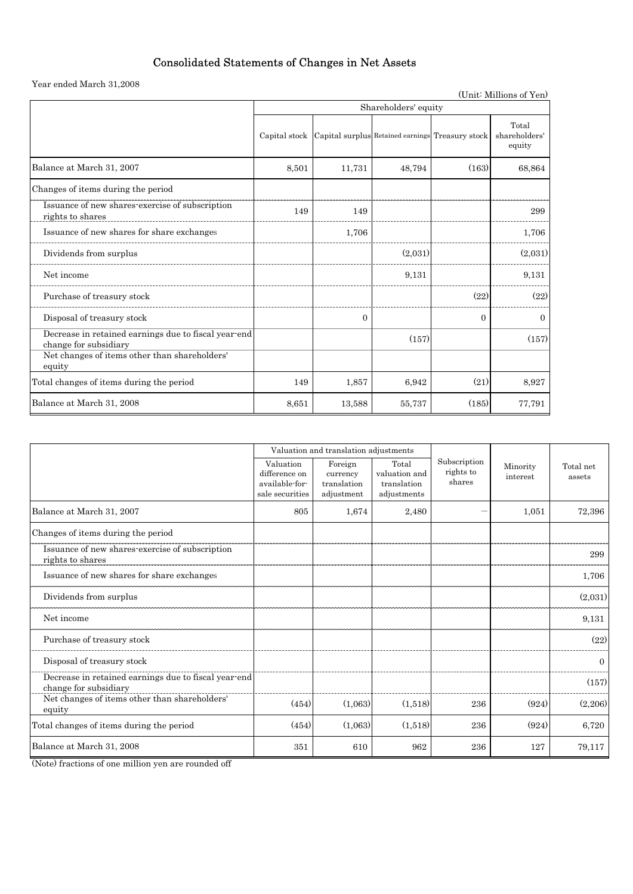# Consolidated Statements of Changes in Net Assets

Year ended March 31,2008

(Unit: Millions of Yen)

| | Shareholders' equity | | | | |
|---|---|---|---|---|---|
| | Capital stock | Capital surplus | Retained earnings | Treasury stock | Total shareholders' equity |
| Balance at March 31, 2007 | 8,501 | 11,731 | 48,794 | (163) | 68,864 |
| Changes of items during the period | | | | | |
| Issuance of new shares-exercise of subscription rights to shares | 149 | 149 | | | 299 |
| Issuance of new shares for share exchanges | | 1,706 | | | 1,706 |
| Dividends from surplus | | | (2,031) | | (2,031) |
| Net income | | | 9,131 | | 9,131 |
| Purchase of treasury stock | | | | (22) | (22) |
| Disposal of treasury stock | | 0 | | 0 | 0 |
| Decrease in retained earnings due to fiscal year-end change for subsidiary | | | (157) | | (157) |
| Net changes of items other than shareholders' equity | | | | | |
| Total changes of items during the period | 149 | 1,857 | 6,942 | (21) | 8,927 |
| Balance at March 31, 2008 | 8,651 | 13,588 | 55,737 | (185) | 77,791 |

| | Valuation and translation adjustments | | | Subscription rights to shares | Minority interest | Total net assets |
|---|---|---|---|---|---|---|
| | Valuation difference on available-for-sale securities | Foreign currency translation adjustment | Total valuation and translation adjustments | | | |
| Balance at March 31, 2007 | 805 | 1,674 | 2,480 | — | 1,051 | 72,396 |
| Changes of items during the period | | | | | | |
| Issuance of new shares-exercise of subscription rights to shares | | | | | | 299 |
| Issuance of new shares for share exchanges | | | | | | 1,706 |
| Dividends from surplus | | | | | | (2,031) |
| Net income | | | | | | 9,131 |
| Purchase of treasury stock | | | | | | (22) |
| Disposal of treasury stock | | | | | | 0 |
| Decrease in retained earnings due to fiscal year-end change for subsidiary | | | | | | (157) |
| Net changes of items other than shareholders' equity | (454) | (1,063) | (1,518) | 236 | (924) | (2,206) |
| Total changes of items during the period | (454) | (1,063) | (1,518) | 236 | (924) | 6,720 |
| Balance at March 31, 2008 | 351 | 610 | 962 | 236 | 127 | 79,117 |

(Note) fractions of one million yen are rounded off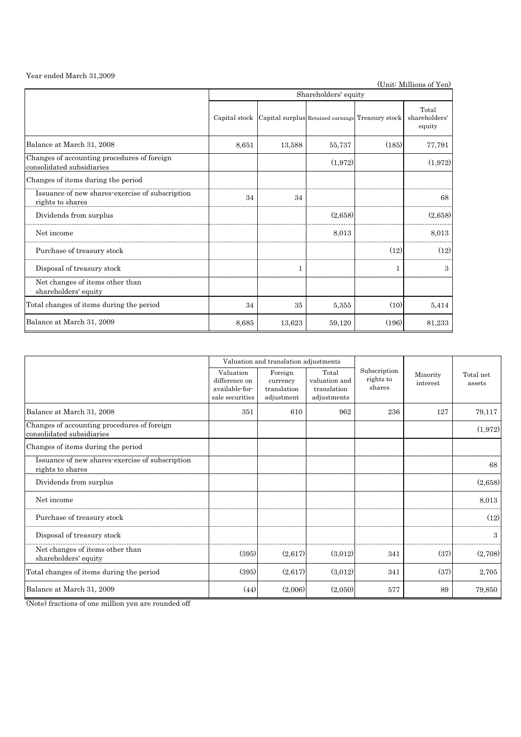Year ended March 31,2009

(Unit: Millions of Yen)

| | Shareholders' equity | | | | |
|---|---|---|---|---|---|
| | Capital stock | Capital surplus | Retained earnings | Treasury stock | Total shareholders' equity |
| Balance at March 31, 2008 | 8,651 | 13,588 | 55,737 | (185) | 77,791 |
| Changes of accounting procedures of foreign consolidated subsidiaries | | | (1,972) | | (1,972) |
| Changes of items during the period | | | | | |
| Issuance of new shares-exercise of subscription rights to shares | 34 | 34 | | | 68 |
| Dividends from surplus | | | (2,658) | | (2,658) |
| Net income | | | 8,013 | | 8,013 |
| Purchase of treasury stock | | | | (12) | (12) |
| Disposal of treasury stock | | 1 | | 1 | 3 |
| Net changes of items other than shareholders' equity | | | | | |
| Total changes of items during the period | 34 | 35 | 5,355 | (10) | 5,414 |
| Balance at March 31, 2009 | 8,685 | 13,623 | 59,120 | (196) | 81,233 |

| | Valuation and translation adjustments | | | Subscription rights to shares | Minority interest | Total net assets |
|---|---|---|---|---|---|---|
| | Valuation difference on available-for-sale securities | Foreign currency translation adjustment | Total valuation and translation adjustments | | | |
| Balance at March 31, 2008 | 351 | 610 | 962 | 236 | 127 | 79,117 |
| Changes of accounting procedures of foreign consolidated subsidiaries | | | | | | (1,972) |
| Changes of items during the period | | | | | | |
| Issuance of new shares-exercise of subscription rights to shares | | | | | | 68 |
| Dividends from surplus | | | | | | (2,658) |
| Net income | | | | | | 8,013 |
| Purchase of treasury stock | | | | | | (12) |
| Disposal of treasury stock | | | | | | 3 |
| Net changes of items other than shareholders' equity | (395) | (2,617) | (3,012) | 341 | (37) | (2,708) |
| Total changes of items during the period | (395) | (2,617) | (3,012) | 341 | (37) | 2,705 |
| Balance at March 31, 2009 | (44) | (2,006) | (2,050) | 577 | 89 | 79,850 |

(Note) fractions of one million yen are rounded off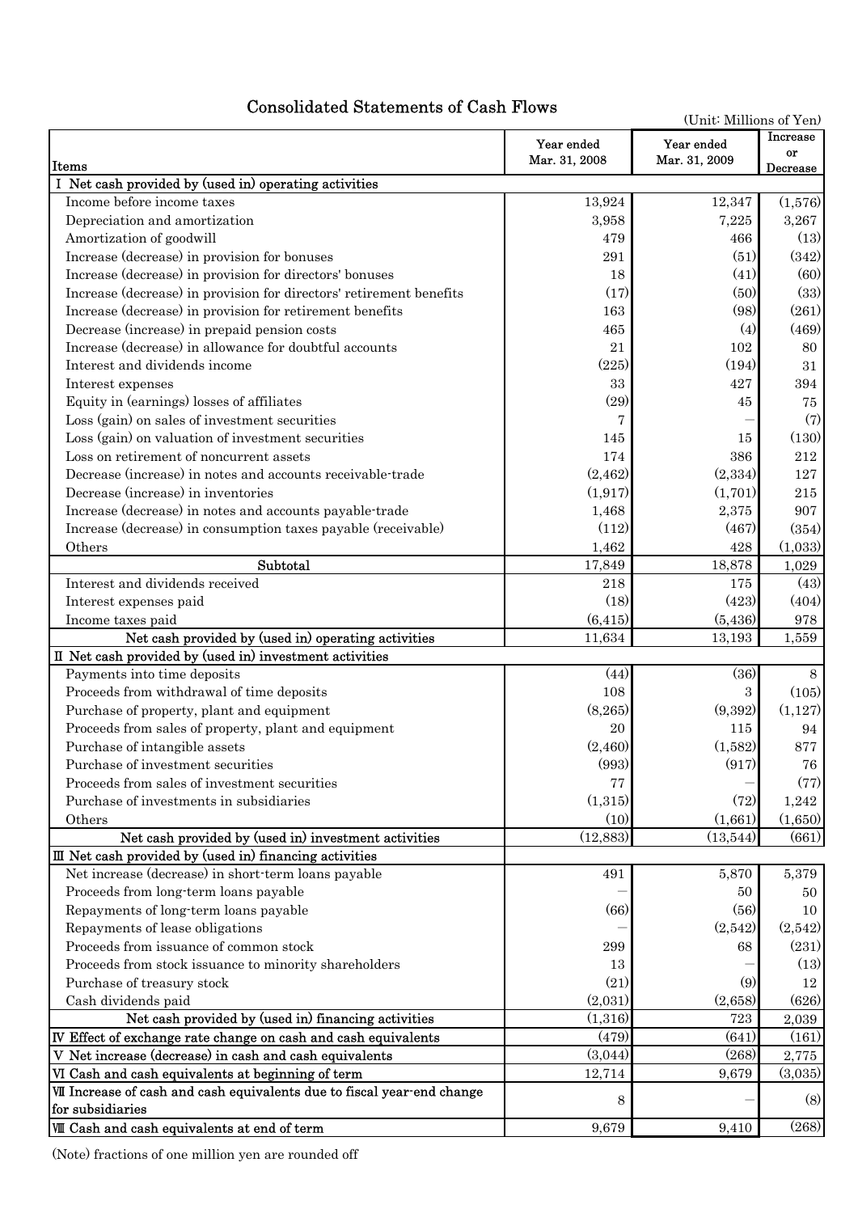# Consolidated Statements of Cash Flows

(Unit: Millions of Yen)

| Items | Year ended Mar. 31, 2008 | Year ended Mar. 31, 2009 | Increase or Decrease |
|---|---|---|---|
| I Net cash provided by (used in) operating activities | | | |
| Income before income taxes | 13,924 | 12,347 | (1,576) |
| Depreciation and amortization | 3,958 | 7,225 | 3,267 |
| Amortization of goodwill | 479 | 466 | (13) |
| Increase (decrease) in provision for bonuses | 291 | (51) | (342) |
| Increase (decrease) in provision for directors' bonuses | 18 | (41) | (60) |
| Increase (decrease) in provision for directors' retirement benefits | (17) | (50) | (33) |
| Increase (decrease) in provision for retirement benefits | 163 | (98) | (261) |
| Decrease (increase) in prepaid pension costs | 465 | (4) | (469) |
| Increase (decrease) in allowance for doubtful accounts | 21 | 102 | 80 |
| Interest and dividends income | (225) | (194) | 31 |
| Interest expenses | 33 | 427 | 394 |
| Equity in (earnings) losses of affiliates | (29) | 45 | 75 |
| Loss (gain) on sales of investment securities | 7 | — | (7) |
| Loss (gain) on valuation of investment securities | 145 | 15 | (130) |
| Loss on retirement of noncurrent assets | 174 | 386 | 212 |
| Decrease (increase) in notes and accounts receivable-trade | (2,462) | (2,334) | 127 |
| Decrease (increase) in inventories | (1,917) | (1,701) | 215 |
| Increase (decrease) in notes and accounts payable-trade | 1,468 | 2,375 | 907 |
| Increase (decrease) in consumption taxes payable (receivable) | (112) | (467) | (354) |
| Others | 1,462 | 428 | (1,033) |
| Subtotal | 17,849 | 18,878 | 1,029 |
| Interest and dividends received | 218 | 175 | (43) |
| Interest expenses paid | (18) | (423) | (404) |
| Income taxes paid | (6,415) | (5,436) | 978 |
| Net cash provided by (used in) operating activities | 11,634 | 13,193 | 1,559 |
| II Net cash provided by (used in) investment activities | | | |
| Payments into time deposits | (44) | (36) | 8 |
| Proceeds from withdrawal of time deposits | 108 | 3 | (105) |
| Purchase of property, plant and equipment | (8,265) | (9,392) | (1,127) |
| Proceeds from sales of property, plant and equipment | 20 | 115 | 94 |
| Purchase of intangible assets | (2,460) | (1,582) | 877 |
| Purchase of investment securities | (993) | (917) | 76 |
| Proceeds from sales of investment securities | 77 | — | (77) |
| Purchase of investments in subsidiaries | (1,315) | (72) | 1,242 |
| Others | (10) | (1,661) | (1,650) |
| Net cash provided by (used in) investment activities | (12,883) | (13,544) | (661) |
| III Net cash provided by (used in) financing activities | | | |
| Net increase (decrease) in short-term loans payable | 491 | 5,870 | 5,379 |
| Proceeds from long-term loans payable | — | 50 | 50 |
| Repayments of long-term loans payable | (66) | (56) | 10 |
| Repayments of lease obligations | — | (2,542) | (2,542) |
| Proceeds from issuance of common stock | 299 | 68 | (231) |
| Proceeds from stock issuance to minority shareholders | 13 | — | (13) |
| Purchase of treasury stock | (21) | (9) | 12 |
| Cash dividends paid | (2,031) | (2,658) | (626) |
| Net cash provided by (used in) financing activities | (1,316) | 723 | 2,039 |
| IV Effect of exchange rate change on cash and cash equivalents | (479) | (641) | (161) |
| V Net increase (decrease) in cash and cash equivalents | (3,044) | (268) | 2,775 |
| VI Cash and cash equivalents at beginning of term | 12,714 | 9,679 | (3,035) |
| VII Increase of cash and cash equivalents due to fiscal year-end change for subsidiaries | 8 | — | (8) |
| VIII Cash and cash equivalents at end of term | 9,679 | 9,410 | (268) |

(Note) fractions of one million yen are rounded off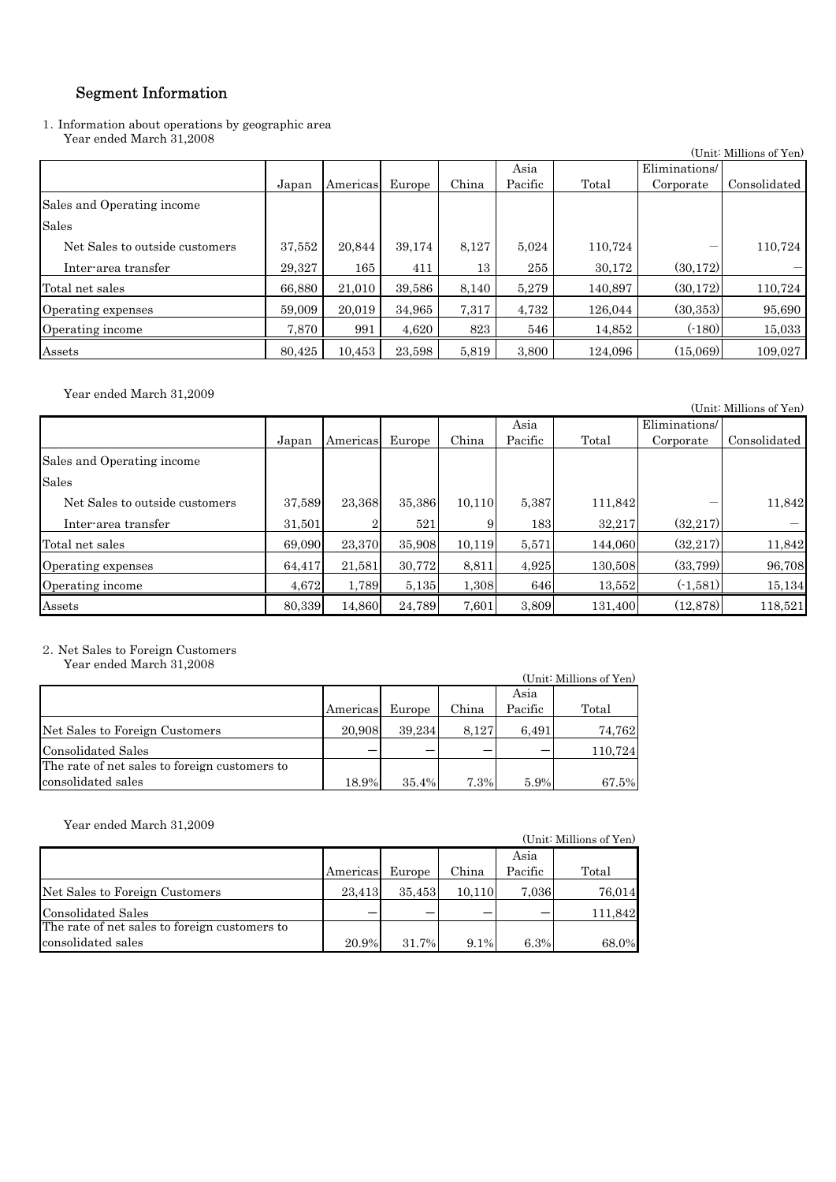# Segment Information

1. Information about operations by geographic area

Year ended March 31,2008

(Unit: Millions of Yen)

| | Japan | Americas | Europe | China | Asia Pacific | Total | Eliminations/ Corporate | Consolidated |
|---|---|---|---|---|---|---|---|---|
| Sales and Operating income | | | | | | | | |
| Sales | | | | | | | | |
| Net Sales to outside customers | 37,552 | 20,844 | 39,174 | 8,127 | 5,024 | 110,724 | ― | 110,724 |
| Inter-area transfer | 29,327 | 165 | 411 | 13 | 255 | 30,172 | (30,172) | ― |
| Total net sales | 66,880 | 21,010 | 39,586 | 8,140 | 5,279 | 140,897 | (30,172) | 110,724 |
| Operating expenses | 59,009 | 20,019 | 34,965 | 7,317 | 4,732 | 126,044 | (30,353) | 95,690 |
| Operating income | 7,870 | 991 | 4,620 | 823 | 546 | 14,852 | (-180) | 15,033 |
| Assets | 80,425 | 10,453 | 23,598 | 5,819 | 3,800 | 124,096 | (15,069) | 109,027 |

Year ended March 31,2009

(Unit: Millions of Yen)

| | Japan | Americas | Europe | China | Asia Pacific | Total | Eliminations/ Corporate | Consolidated |
|---|---|---|---|---|---|---|---|---|
| Sales and Operating income | | | | | | | | |
| Sales | | | | | | | | |
| Net Sales to outside customers | 37,589 | 23,368 | 35,386 | 10,110 | 5,387 | 111,842 | ― | 11,842 |
| Inter-area transfer | 31,501 | 2 | 521 | 9 | 183 | 32,217 | (32,217) | ― |
| Total net sales | 69,090 | 23,370 | 35,908 | 10,119 | 5,571 | 144,060 | (32,217) | 11,842 |
| Operating expenses | 64,417 | 21,581 | 30,772 | 8,811 | 4,925 | 130,508 | (33,799) | 96,708 |
| Operating income | 4,672 | 1,789 | 5,135 | 1,308 | 646 | 13,552 | (-1,581) | 15,134 |
| Assets | 80,339 | 14,860 | 24,789 | 7,601 | 3,809 | 131,400 | (12,878) | 118,521 |

2. Net Sales to Foreign Customers

Year ended March 31,2008

(Unit: Millions of Yen)

| | Americas | Europe | China | Asia Pacific | Total |
|---|---|---|---|---|---|
| Net Sales to Foreign Customers | 20,908 | 39,234 | 8,127 | 6,491 | 74,762 |
| Consolidated Sales | ― | ― | ― | ― | 110,724 |
| The rate of net sales to foreign customers to consolidated sales | 18.9% | 35.4% | 7.3% | 5.9% | 67.5% |

Year ended March 31,2009

(Unit: Millions of Yen)

| | Americas | Europe | China | Asia Pacific | Total |
|---|---|---|---|---|---|
| Net Sales to Foreign Customers | 23,413 | 35,453 | 10,110 | 7,036 | 76,014 |
| Consolidated Sales | ― | ― | ― | ― | 111,842 |
| The rate of net sales to foreign customers to consolidated sales | 20.9% | 31.7% | 9.1% | 6.3% | 68.0% |